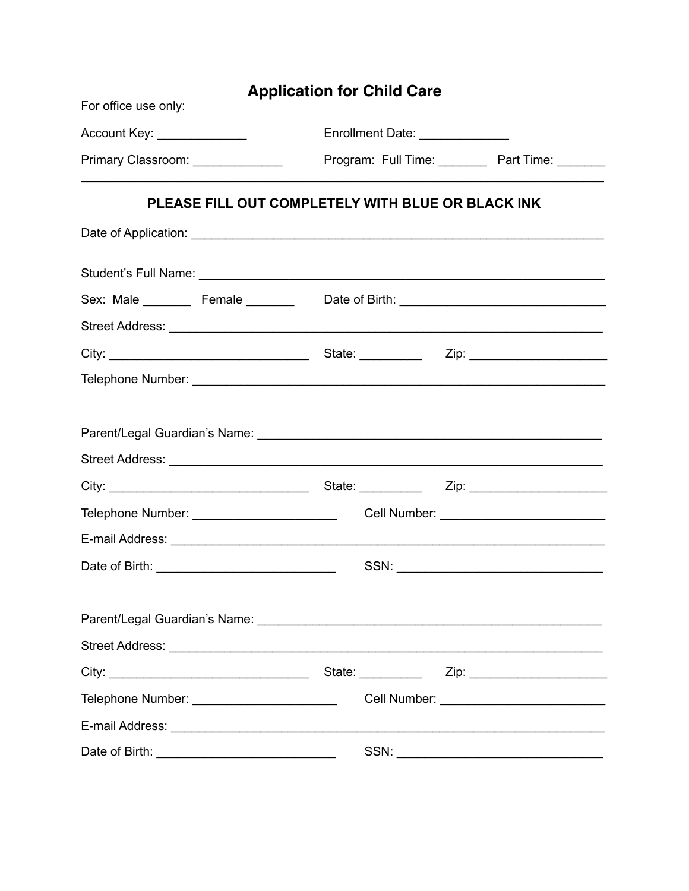# Application for Child Care

For office use only:

Account Key: _____________ Enrollment Date: _____________

Primary Classroom: _____________ Program: Full Time: _______ Part Time: _______

---

**PLEASE FILL OUT COMPLETELY WITH BLUE OR BLACK INK**

Date of Application: ______________________________________________________________

Student's Full Name: ______________________________________________________________

Sex: Male _______ Female _______ Date of Birth: _____________________________

Street Address: ___________________________________________________________________

City: _____________________________ State: _________ Zip: ____________________

Telephone Number: _________________________________________________________________

Parent/Legal Guardian's Name: _____________________________________________________

Street Address: ___________________________________________________________________

City: _____________________________ State: _________ Zip: ____________________

Telephone Number: _____________________ Cell Number: ________________________

E-mail Address: ___________________________________________________________________

Date of Birth: __________________________ SSN: ______________________________

Parent/Legal Guardian's Name: _____________________________________________________

Street Address: ___________________________________________________________________

City: _____________________________ State: _________ Zip: ____________________

Telephone Number: _____________________ Cell Number: ________________________

E-mail Address: ___________________________________________________________________

Date of Birth: __________________________ SSN: ______________________________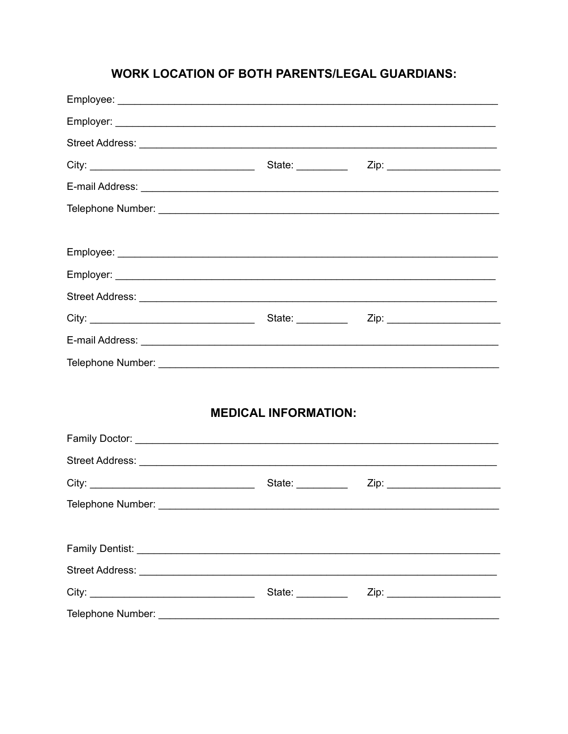## WORK LOCATION OF BOTH PARENTS/LEGAL GUARDIANS:

Employee: ____________________________________________________________________

Employer: ____________________________________________________________________

Street Address: _______________________________________________________________

City: ______________________________ State: _________ Zip: ____________________

E-mail Address: _______________________________________________________________

Telephone Number: ____________________________________________________________

Employee: ____________________________________________________________________

Employer: ____________________________________________________________________

Street Address: _______________________________________________________________

City: ______________________________ State: _________ Zip: ____________________

E-mail Address: _______________________________________________________________

Telephone Number: ____________________________________________________________

## MEDICAL INFORMATION:

Family Doctor: ________________________________________________________________

Street Address: _______________________________________________________________

City: ______________________________ State: _________ Zip: ____________________

Telephone Number: ____________________________________________________________

Family Dentist: ________________________________________________________________

Street Address: _______________________________________________________________

City: ______________________________ State: _________ Zip: ____________________

Telephone Number: ____________________________________________________________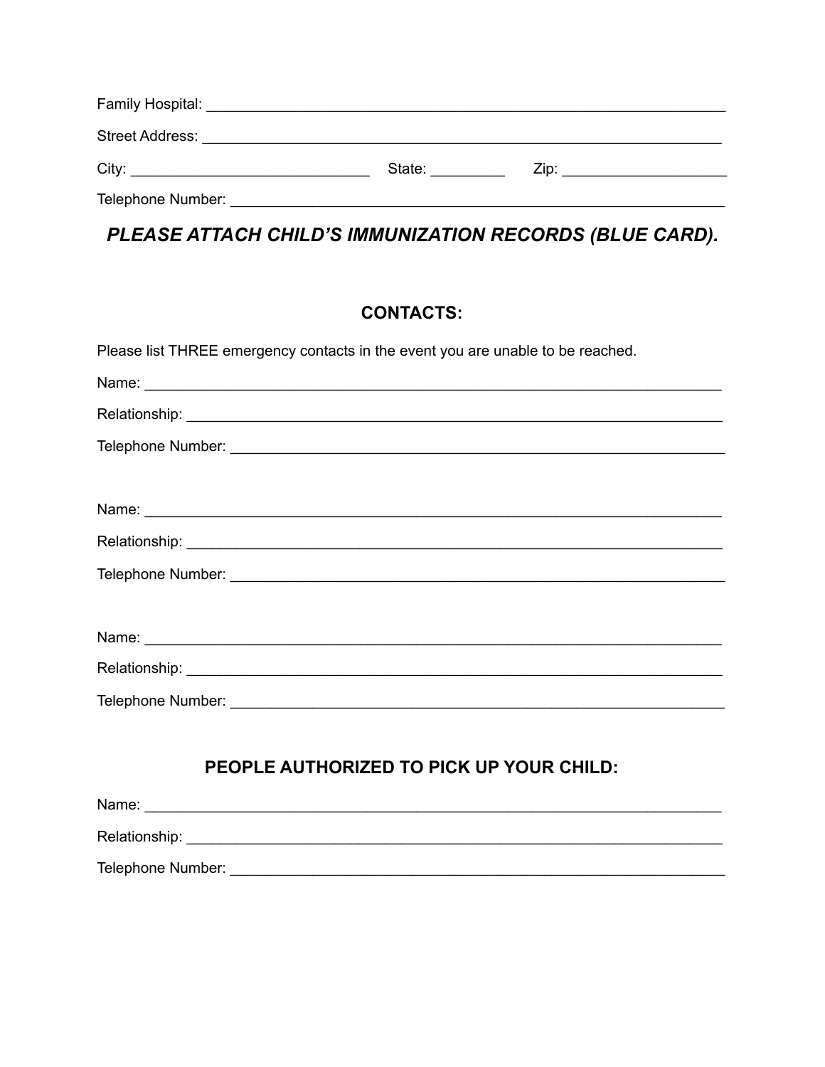Family Hospital: ___________________________________________________________

Street Address: ___________________________________________________________

City: ____________________________ State: _________ Zip: ____________________

Telephone Number: ________________________________________________________

***PLEASE ATTACH CHILD'S IMMUNIZATION RECORDS (BLUE CARD).***

## CONTACTS:

Please list THREE emergency contacts in the event you are unable to be reached.

Name: _____________________________________________________________________

Relationship: _______________________________________________________________

Telephone Number: __________________________________________________________

Name: _____________________________________________________________________

Relationship: _______________________________________________________________

Telephone Number: __________________________________________________________

Name: _____________________________________________________________________

Relationship: _______________________________________________________________

Telephone Number: __________________________________________________________

## PEOPLE AUTHORIZED TO PICK UP YOUR CHILD:

Name: _____________________________________________________________________

Relationship: _______________________________________________________________

Telephone Number: __________________________________________________________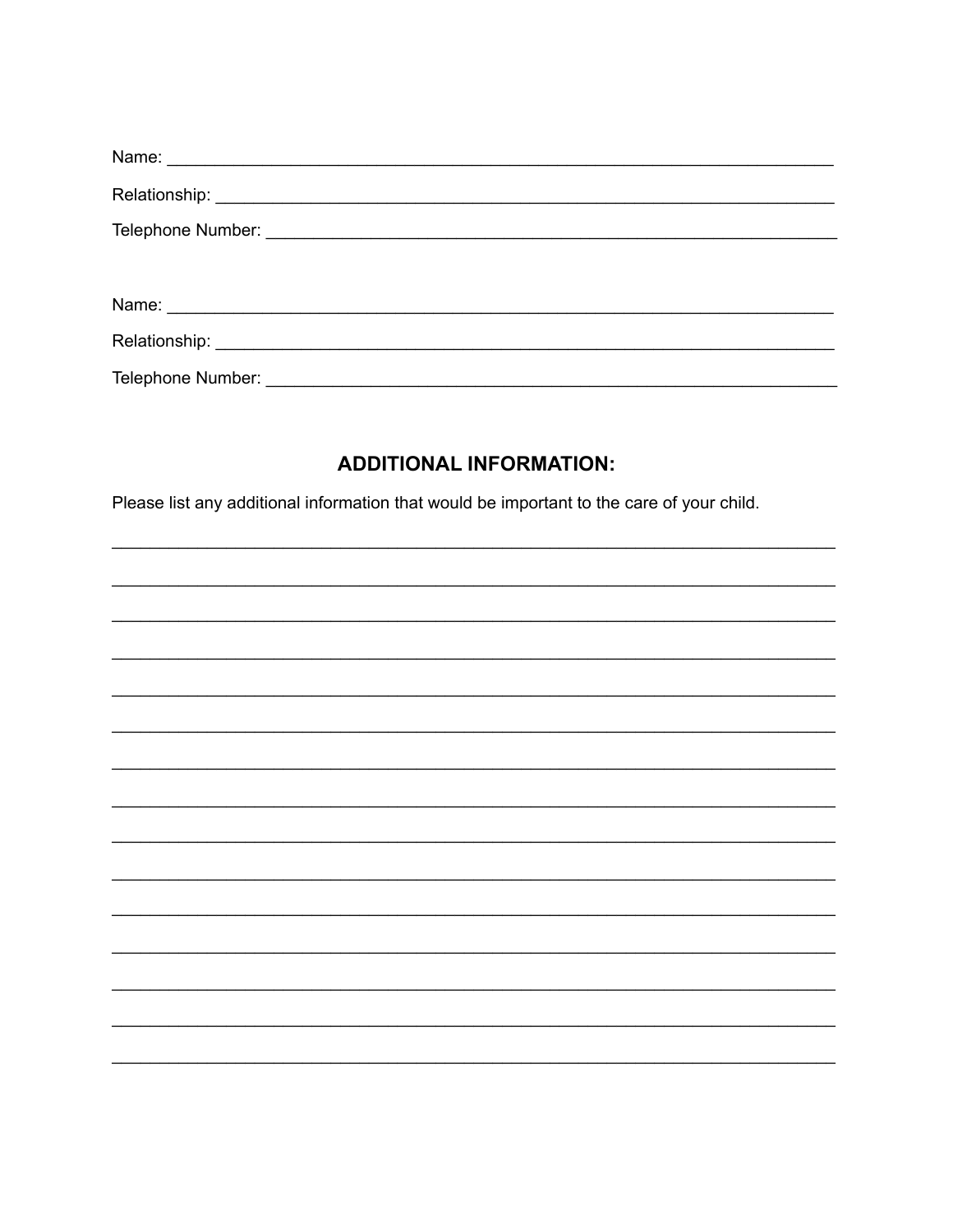Name: ______________________________________________________________________

Relationship: _________________________________________________________________

Telephone Number: ____________________________________________________________

Name: ______________________________________________________________________

Relationship: _________________________________________________________________

Telephone Number: ____________________________________________________________

## ADDITIONAL INFORMATION:

Please list any additional information that would be important to the care of your child.

___________________________________________________________________________

___________________________________________________________________________

___________________________________________________________________________

___________________________________________________________________________

___________________________________________________________________________

___________________________________________________________________________

___________________________________________________________________________

___________________________________________________________________________

___________________________________________________________________________

___________________________________________________________________________

___________________________________________________________________________

___________________________________________________________________________

___________________________________________________________________________

___________________________________________________________________________

___________________________________________________________________________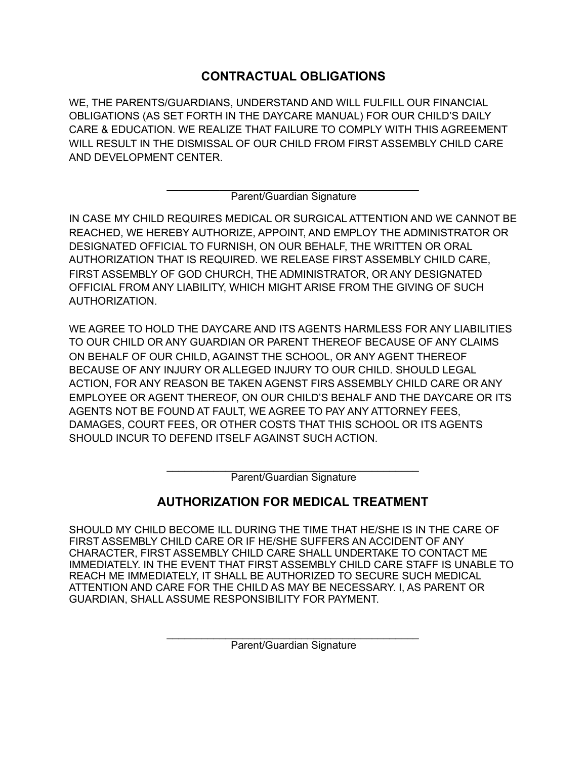## CONTRACTUAL OBLIGATIONS

WE, THE PARENTS/GUARDIANS, UNDERSTAND AND WILL FULFILL OUR FINANCIAL OBLIGATIONS (AS SET FORTH IN THE DAYCARE MANUAL) FOR OUR CHILD'S DAILY CARE & EDUCATION. WE REALIZE THAT FAILURE TO COMPLY WITH THIS AGREEMENT WILL RESULT IN THE DISMISSAL OF OUR CHILD FROM FIRST ASSEMBLY CHILD CARE AND DEVELOPMENT CENTER.

\_\_\_\_\_\_\_\_\_\_\_\_\_\_\_\_\_\_\_\_\_\_\_\_\_\_\_\_\_\_\_\_\_\_\_\_\_\_\_\_\_\_\_\_

Parent/Guardian Signature

IN CASE MY CHILD REQUIRES MEDICAL OR SURGICAL ATTENTION AND WE CANNOT BE REACHED, WE HEREBY AUTHORIZE, APPOINT, AND EMPLOY THE ADMINISTRATOR OR DESIGNATED OFFICIAL TO FURNISH, ON OUR BEHALF, THE WRITTEN OR ORAL AUTHORIZATION THAT IS REQUIRED. WE RELEASE FIRST ASSEMBLY CHILD CARE, FIRST ASSEMBLY OF GOD CHURCH, THE ADMINISTRATOR, OR ANY DESIGNATED OFFICIAL FROM ANY LIABILITY, WHICH MIGHT ARISE FROM THE GIVING OF SUCH AUTHORIZATION.

WE AGREE TO HOLD THE DAYCARE AND ITS AGENTS HARMLESS FOR ANY LIABILITIES TO OUR CHILD OR ANY GUARDIAN OR PARENT THEREOF BECAUSE OF ANY CLAIMS ON BEHALF OF OUR CHILD, AGAINST THE SCHOOL, OR ANY AGENT THEREOF BECAUSE OF ANY INJURY OR ALLEGED INJURY TO OUR CHILD. SHOULD LEGAL ACTION, FOR ANY REASON BE TAKEN AGENST FIRS ASSEMBLY CHILD CARE OR ANY EMPLOYEE OR AGENT THEREOF, ON OUR CHILD'S BEHALF AND THE DAYCARE OR ITS AGENTS NOT BE FOUND AT FAULT, WE AGREE TO PAY ANY ATTORNEY FEES, DAMAGES, COURT FEES, OR OTHER COSTS THAT THIS SCHOOL OR ITS AGENTS SHOULD INCUR TO DEFEND ITSELF AGAINST SUCH ACTION.

\_\_\_\_\_\_\_\_\_\_\_\_\_\_\_\_\_\_\_\_\_\_\_\_\_\_\_\_\_\_\_\_\_\_\_\_\_\_\_\_\_\_\_\_

Parent/Guardian Signature

## AUTHORIZATION FOR MEDICAL TREATMENT

SHOULD MY CHILD BECOME ILL DURING THE TIME THAT HE/SHE IS IN THE CARE OF FIRST ASSEMBLY CHILD CARE OR IF HE/SHE SUFFERS AN ACCIDENT OF ANY CHARACTER, FIRST ASSEMBLY CHILD CARE SHALL UNDERTAKE TO CONTACT ME IMMEDIATELY. IN THE EVENT THAT FIRST ASSEMBLY CHILD CARE STAFF IS UNABLE TO REACH ME IMMEDIATELY, IT SHALL BE AUTHORIZED TO SECURE SUCH MEDICAL ATTENTION AND CARE FOR THE CHILD AS MAY BE NECESSARY. I, AS PARENT OR GUARDIAN, SHALL ASSUME RESPONSIBILITY FOR PAYMENT.

\_\_\_\_\_\_\_\_\_\_\_\_\_\_\_\_\_\_\_\_\_\_\_\_\_\_\_\_\_\_\_\_\_\_\_\_\_\_\_\_\_\_\_\_

Parent/Guardian Signature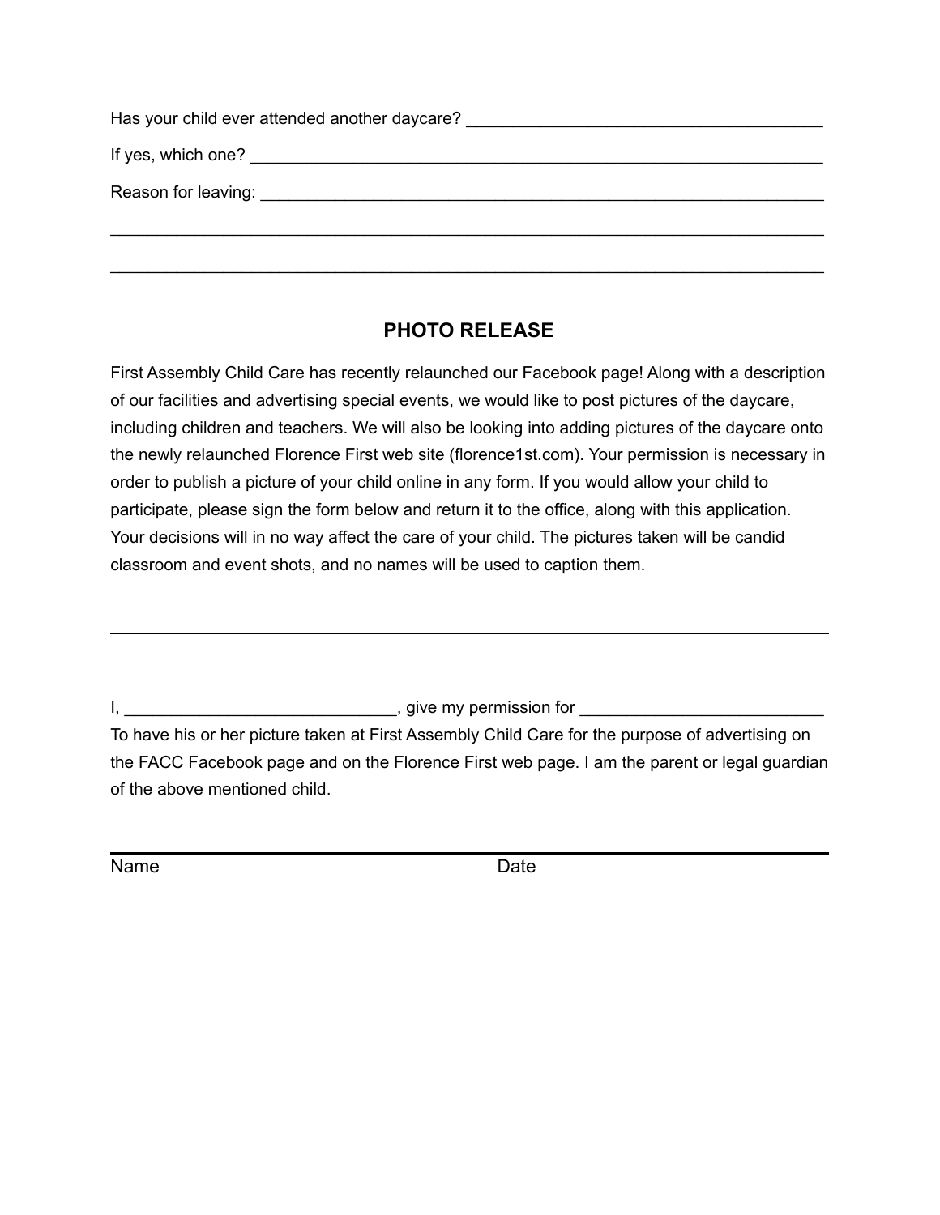Has your child ever attended another daycare? ______________________________________

If yes, which one? ______________________________________________________________

Reason for leaving: _____________________________________________________________

_______________________________________________________________________________

_______________________________________________________________________________

## PHOTO RELEASE

First Assembly Child Care has recently relaunched our Facebook page! Along with a description of our facilities and advertising special events, we would like to post pictures of the daycare, including children and teachers. We will also be looking into adding pictures of the daycare onto the newly relaunched Florence First web site (florence1st.com). Your permission is necessary in order to publish a picture of your child online in any form. If you would allow your child to participate, please sign the form below and return it to the office, along with this application. Your decisions will in no way affect the care of your child. The pictures taken will be candid classroom and event shots, and no names will be used to caption them.

---

I, _____________________________, give my permission for __________________________ To have his or her picture taken at First Assembly Child Care for the purpose of advertising on the FACC Facebook page and on the Florence First web page. I am the parent or legal guardian of the above mentioned child.

_______________________________________________________________________________

Name Date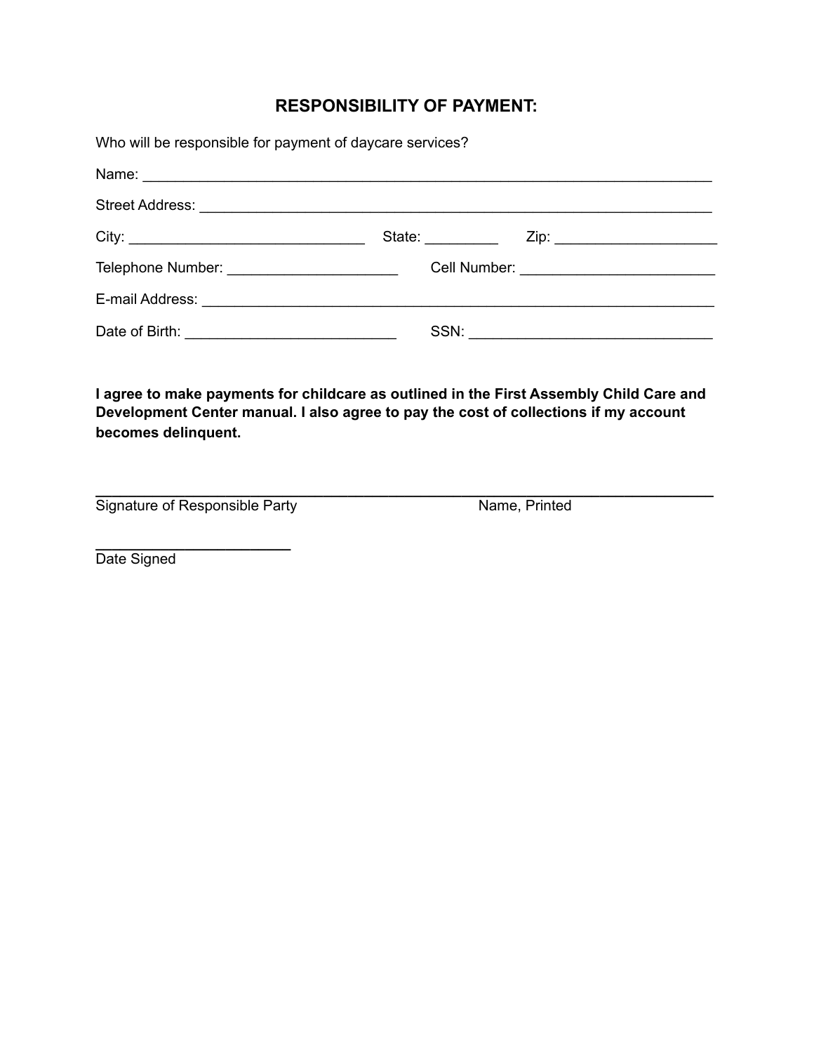## RESPONSIBILITY OF PAYMENT:

Who will be responsible for payment of daycare services?

Name: ___________________________________________________________________________

Street Address: ____________________________________________________________________

City: ______________________________ State: _________ Zip: ____________________

Telephone Number: _____________________ Cell Number: ________________________

E-mail Address: ____________________________________________________________________

Date of Birth: __________________________ SSN: ______________________________

**I agree to make payments for childcare as outlined in the First Assembly Child Care and Development Center manual. I also agree to pay the cost of collections if my account becomes delinquent.**

_____________________________________________________________________________

Signature of Responsible Party Name, Printed

_________________________

Date Signed